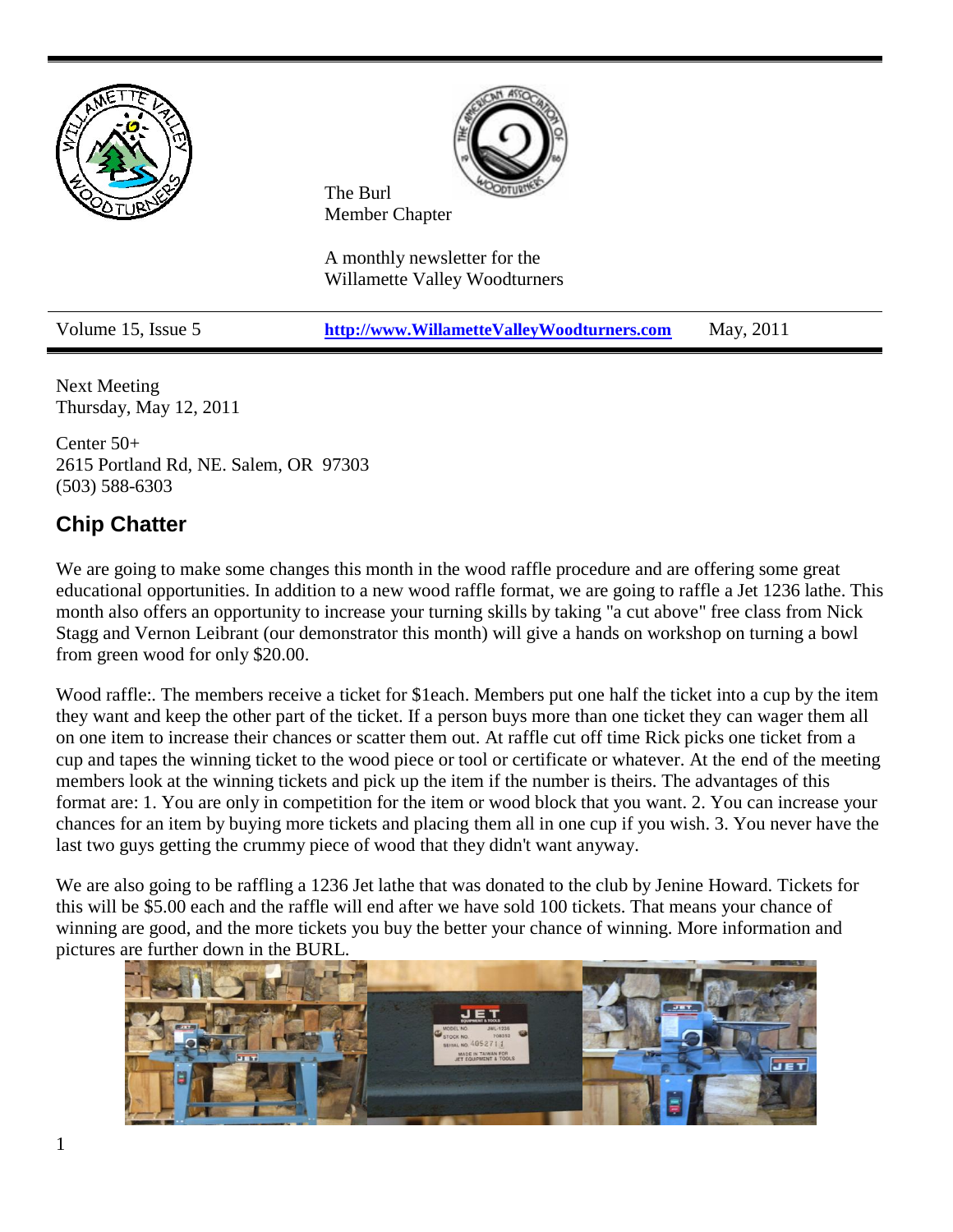The Burl
Member Chapter

A monthly newsletter for the
Willamette Valley Woodturners

| Volume 15, Issue 5 | **http://www.WillametteValleyWoodturners.com** | May, 2011 |
|---|---|---|

Next Meeting
Thursday, May 12, 2011

Center 50+
2615 Portland Rd, NE. Salem, OR 97303
(503) 588-6303

## Chip Chatter

We are going to make some changes this month in the wood raffle procedure and are offering some great educational opportunities. In addition to a new wood raffle format, we are going to raffle a Jet 1236 lathe. This month also offers an opportunity to increase your turning skills by taking "a cut above" free class from Nick Stagg and Vernon Leibrant (our demonstrator this month) will give a hands on workshop on turning a bowl from green wood for only $20.00.

Wood raffle:. The members receive a ticket for $1each. Members put one half the ticket into a cup by the item they want and keep the other part of the ticket. If a person buys more than one ticket they can wager them all on one item to increase their chances or scatter them out. At raffle cut off time Rick picks one ticket from a cup and tapes the winning ticket to the wood piece or tool or certificate or whatever. At the end of the meeting members look at the winning tickets and pick up the item if the number is theirs. The advantages of this format are: 1. You are only in competition for the item or wood block that you want. 2. You can increase your chances for an item by buying more tickets and placing them all in one cup if you wish. 3. You never have the last two guys getting the crummy piece of wood that they didn't want anyway.

We are also going to be raffling a 1236 Jet lathe that was donated to the club by Jenine Howard. Tickets for this will be $5.00 each and the raffle will end after we have sold 100 tickets. That means your chance of winning are good, and the more tickets you buy the better your chance of winning. More information and pictures are further down in the BURL.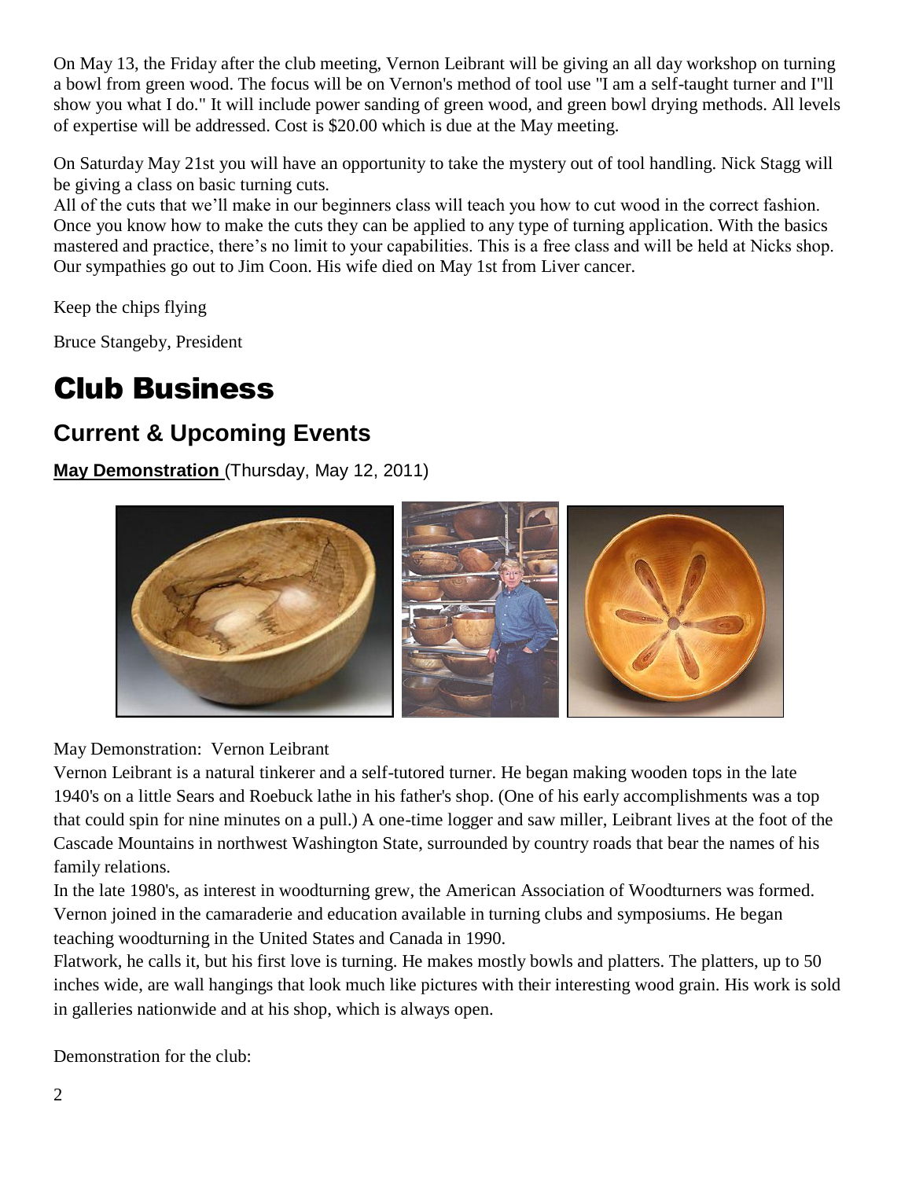On May 13, the Friday after the club meeting, Vernon Leibrant will be giving an all day workshop on turning a bowl from green wood. The focus will be on Vernon's method of tool use "I am a self-taught turner and I"ll show you what I do." It will include power sanding of green wood, and green bowl drying methods. All levels of expertise will be addressed. Cost is $20.00 which is due at the May meeting.

On Saturday May 21st you will have an opportunity to take the mystery out of tool handling. Nick Stagg will be giving a class on basic turning cuts.
All of the cuts that we'll make in our beginners class will teach you how to cut wood in the correct fashion. Once you know how to make the cuts they can be applied to any type of turning application. With the basics mastered and practice, there's no limit to your capabilities. This is a free class and will be held at Nicks shop.
Our sympathies go out to Jim Coon. His wife died on May 1st from Liver cancer.

Keep the chips flying

Bruce Stangeby, President

# Club Business

## Current & Upcoming Events

**May Demonstration** (Thursday, May 12, 2011)

May Demonstration: Vernon Leibrant
Vernon Leibrant is a natural tinkerer and a self-tutored turner. He began making wooden tops in the late 1940's on a little Sears and Roebuck lathe in his father's shop. (One of his early accomplishments was a top that could spin for nine minutes on a pull.) A one-time logger and saw miller, Leibrant lives at the foot of the Cascade Mountains in northwest Washington State, surrounded by country roads that bear the names of his family relations.
In the late 1980's, as interest in woodturning grew, the American Association of Woodturners was formed. Vernon joined in the camaraderie and education available in turning clubs and symposiums. He began teaching woodturning in the United States and Canada in 1990.
Flatwork, he calls it, but his first love is turning. He makes mostly bowls and platters. The platters, up to 50 inches wide, are wall hangings that look much like pictures with their interesting wood grain. His work is sold in galleries nationwide and at his shop, which is always open.

Demonstration for the club: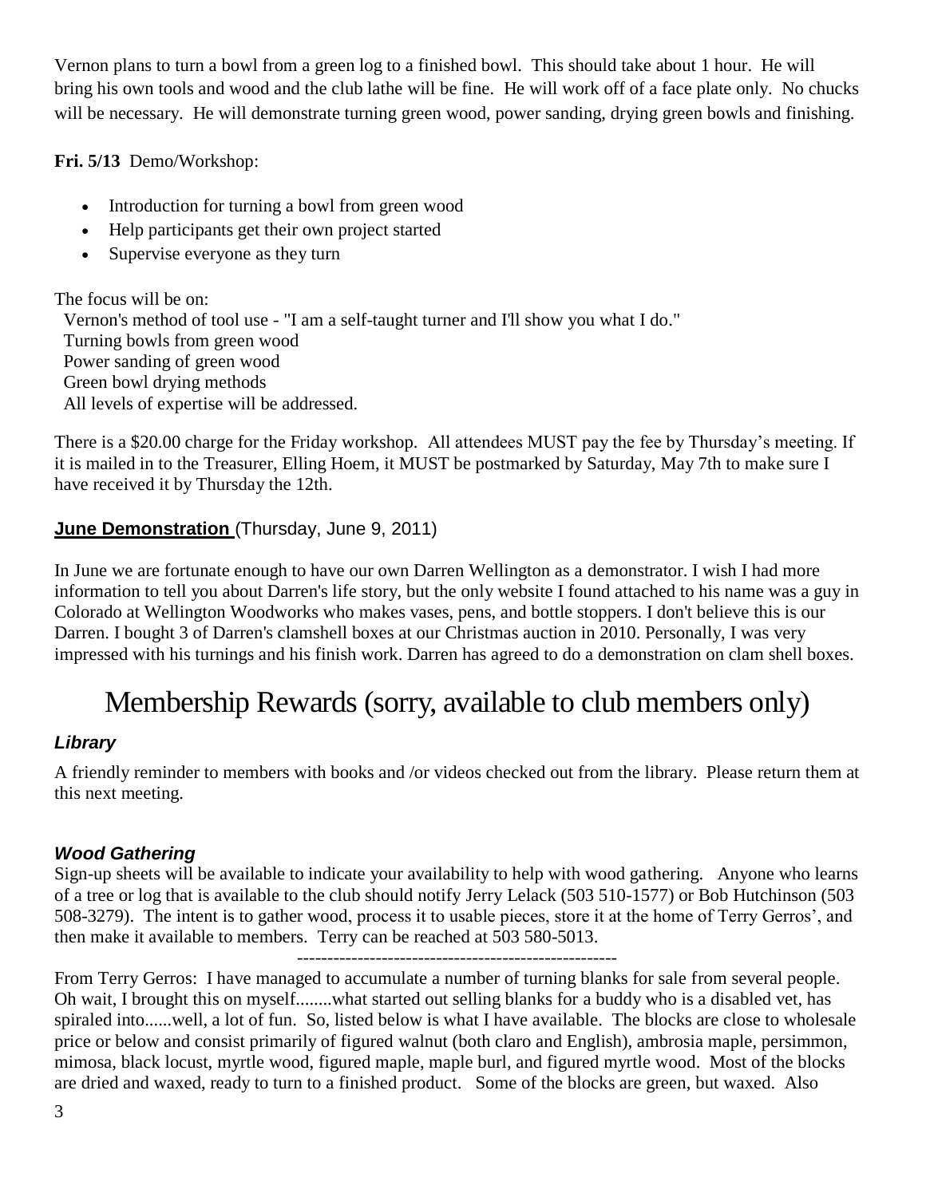Vernon plans to turn a bowl from a green log to a finished bowl. This should take about 1 hour. He will bring his own tools and wood and the club lathe will be fine. He will work off of a face plate only. No chucks will be necessary. He will demonstrate turning green wood, power sanding, drying green bowls and finishing.

**Fri. 5/13** Demo/Workshop:

- Introduction for turning a bowl from green wood
- Help participants get their own project started
- Supervise everyone as they turn

The focus will be on:
Vernon's method of tool use - "I am a self-taught turner and I'll show you what I do."
Turning bowls from green wood
Power sanding of green wood
Green bowl drying methods
All levels of expertise will be addressed.

There is a $20.00 charge for the Friday workshop. All attendees MUST pay the fee by Thursday's meeting. If it is mailed in to the Treasurer, Elling Hoem, it MUST be postmarked by Saturday, May 7th to make sure I have received it by Thursday the 12th.

**June Demonstration** (Thursday, June 9, 2011)

In June we are fortunate enough to have our own Darren Wellington as a demonstrator. I wish I had more information to tell you about Darren's life story, but the only website I found attached to his name was a guy in Colorado at Wellington Woodworks who makes vases, pens, and bottle stoppers. I don't believe this is our Darren. I bought 3 of Darren's clamshell boxes at our Christmas auction in 2010. Personally, I was very impressed with his turnings and his finish work. Darren has agreed to do a demonstration on clam shell boxes.

# Membership Rewards (sorry, available to club members only)

### *Library*

A friendly reminder to members with books and /or videos checked out from the library. Please return them at this next meeting.

### *Wood Gathering*

Sign-up sheets will be available to indicate your availability to help with wood gathering. Anyone who learns of a tree or log that is available to the club should notify Jerry Lelack (503 510-1577) or Bob Hutchinson (503 508-3279). The intent is to gather wood, process it to usable pieces, store it at the home of Terry Gerros', and then make it available to members. Terry can be reached at 503 580-5013.

----------------------------------------------------

From Terry Gerros: I have managed to accumulate a number of turning blanks for sale from several people. Oh wait, I brought this on myself........what started out selling blanks for a buddy who is a disabled vet, has spiraled into......well, a lot of fun. So, listed below is what I have available. The blocks are close to wholesale price or below and consist primarily of figured walnut (both claro and English), ambrosia maple, persimmon, mimosa, black locust, myrtle wood, figured maple, maple burl, and figured myrtle wood. Most of the blocks are dried and waxed, ready to turn to a finished product. Some of the blocks are green, but waxed. Also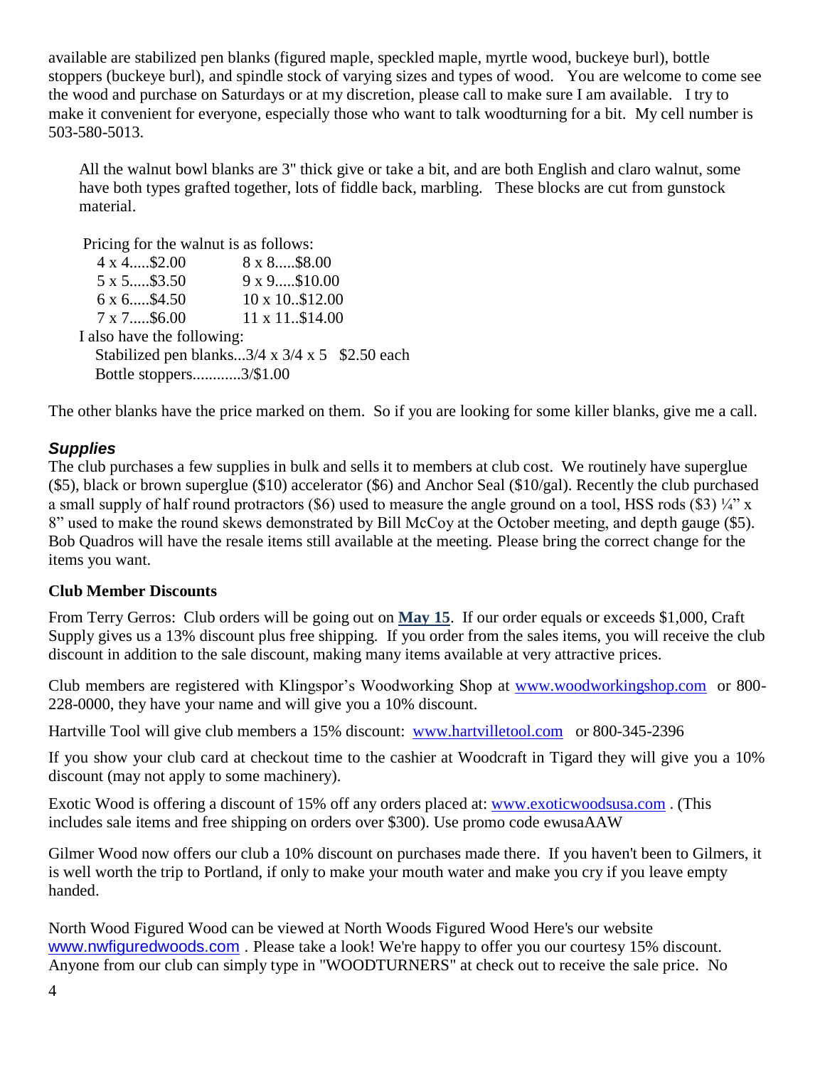available are stabilized pen blanks (figured maple, speckled maple, myrtle wood, buckeye burl), bottle stoppers (buckeye burl), and spindle stock of varying sizes and types of wood. You are welcome to come see the wood and purchase on Saturdays or at my discretion, please call to make sure I am available. I try to make it convenient for everyone, especially those who want to talk woodturning for a bit. My cell number is 503-580-5013.

All the walnut bowl blanks are 3" thick give or take a bit, and are both English and claro walnut, some have both types grafted together, lots of fiddle back, marbling. These blocks are cut from gunstock material.

Pricing for the walnut is as follows:

| | |
|---|---|
| 4 x 4.....$2.00 | 8 x 8.....$8.00 |
| 5 x 5.....$3.50 | 9 x 9.....$10.00 |
| 6 x 6.....$4.50 | 10 x 10..$12.00 |
| 7 x 7.....$6.00 | 11 x 11..$14.00 |

I also have the following:

Stabilized pen blanks...3/4 x 3/4 x 5 $2.50 each

Bottle stoppers............3/$1.00

The other blanks have the price marked on them. So if you are looking for some killer blanks, give me a call.

### *Supplies*

The club purchases a few supplies in bulk and sells it to members at club cost. We routinely have superglue ($5), black or brown superglue ($10) accelerator ($6) and Anchor Seal ($10/gal). Recently the club purchased a small supply of half round protractors ($6) used to measure the angle ground on a tool, HSS rods ($3) ¼" x 8" used to make the round skews demonstrated by Bill McCoy at the October meeting, and depth gauge ($5). Bob Quadros will have the resale items still available at the meeting. Please bring the correct change for the items you want.

### **Club Member Discounts**

From Terry Gerros: Club orders will be going out on **May 15**. If our order equals or exceeds $1,000, Craft Supply gives us a 13% discount plus free shipping. If you order from the sales items, you will receive the club discount in addition to the sale discount, making many items available at very attractive prices.

Club members are registered with Klingspor's Woodworking Shop at www.woodworkingshop.com or 800-228-0000, they have your name and will give you a 10% discount.

Hartville Tool will give club members a 15% discount: www.hartvilletool.com or 800-345-2396

If you show your club card at checkout time to the cashier at Woodcraft in Tigard they will give you a 10% discount (may not apply to some machinery).

Exotic Wood is offering a discount of 15% off any orders placed at: www.exoticwoodsusa.com . (This includes sale items and free shipping on orders over $300). Use promo code ewusaAAW

Gilmer Wood now offers our club a 10% discount on purchases made there. If you haven't been to Gilmers, it is well worth the trip to Portland, if only to make your mouth water and make you cry if you leave empty handed.

North Wood Figured Wood can be viewed at North Woods Figured Wood Here's our website www.nwfiguredwoods.com . Please take a look! We're happy to offer you our courtesy 15% discount. Anyone from our club can simply type in "WOODTURNERS" at check out to receive the sale price. No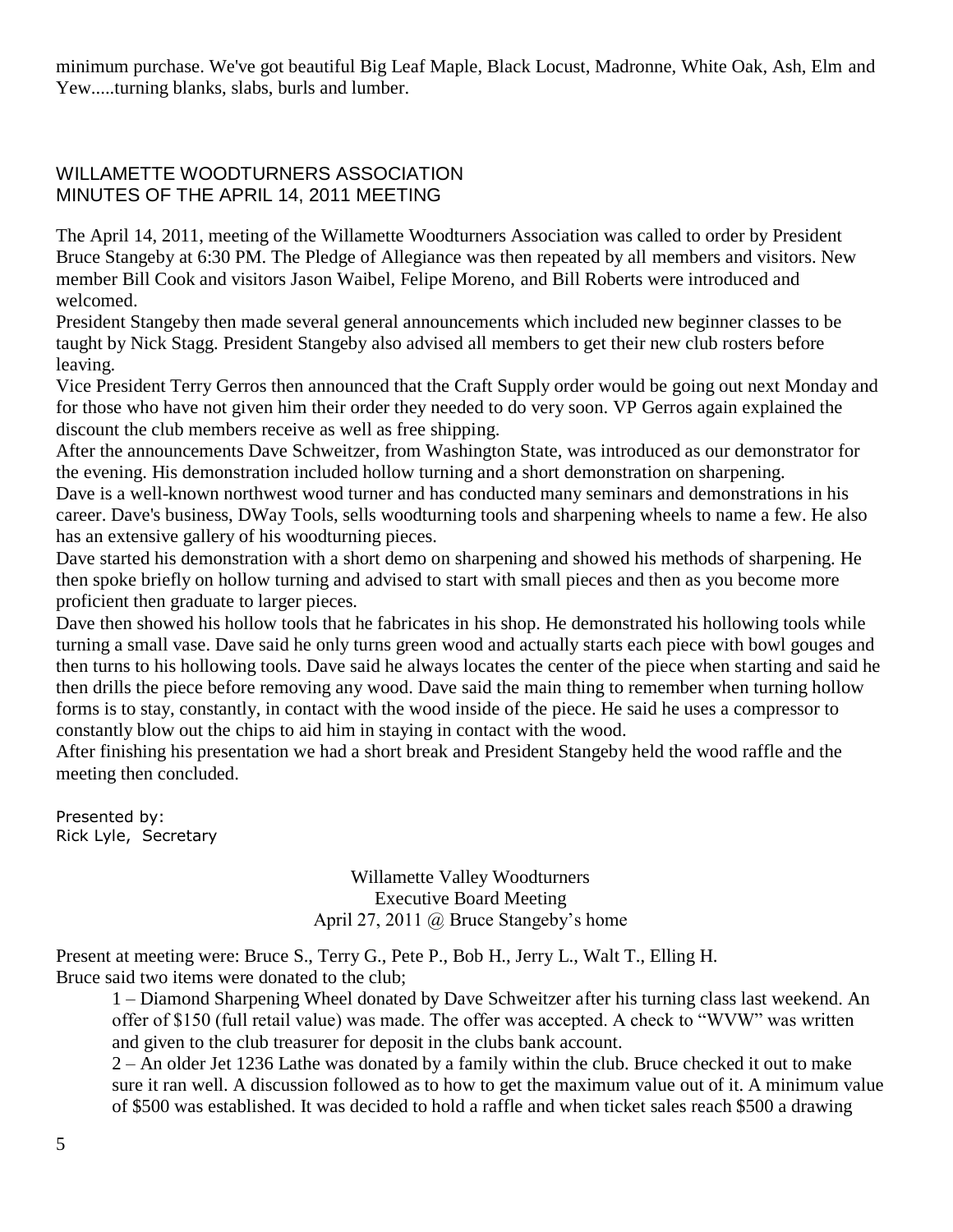minimum purchase. We've got beautiful Big Leaf Maple, Black Locust, Madronne, White Oak, Ash, Elm and Yew.....turning blanks, slabs, burls and lumber.

## WILLAMETTE WOODTURNERS ASSOCIATION
## MINUTES OF THE APRIL 14, 2011 MEETING

The April 14, 2011, meeting of the Willamette Woodturners Association was called to order by President Bruce Stangeby at 6:30 PM. The Pledge of Allegiance was then repeated by all members and visitors. New member Bill Cook and visitors Jason Waibel, Felipe Moreno, and Bill Roberts were introduced and welcomed.

President Stangeby then made several general announcements which included new beginner classes to be taught by Nick Stagg. President Stangeby also advised all members to get their new club rosters before leaving.

Vice President Terry Gerros then announced that the Craft Supply order would be going out next Monday and for those who have not given him their order they needed to do very soon. VP Gerros again explained the discount the club members receive as well as free shipping.

After the announcements Dave Schweitzer, from Washington State, was introduced as our demonstrator for the evening. His demonstration included hollow turning and a short demonstration on sharpening.

Dave is a well-known northwest wood turner and has conducted many seminars and demonstrations in his career. Dave's business, DWay Tools, sells woodturning tools and sharpening wheels to name a few. He also has an extensive gallery of his woodturning pieces.

Dave started his demonstration with a short demo on sharpening and showed his methods of sharpening. He then spoke briefly on hollow turning and advised to start with small pieces and then as you become more proficient then graduate to larger pieces.

Dave then showed his hollow tools that he fabricates in his shop. He demonstrated his hollowing tools while turning a small vase. Dave said he only turns green wood and actually starts each piece with bowl gouges and then turns to his hollowing tools. Dave said he always locates the center of the piece when starting and said he then drills the piece before removing any wood. Dave said the main thing to remember when turning hollow forms is to stay, constantly, in contact with the wood inside of the piece. He said he uses a compressor to constantly blow out the chips to aid him in staying in contact with the wood.

After finishing his presentation we had a short break and President Stangeby held the wood raffle and the meeting then concluded.

Presented by:
Rick Lyle, Secretary

Willamette Valley Woodturners
Executive Board Meeting
April 27, 2011 @ Bruce Stangeby's home

Present at meeting were: Bruce S., Terry G., Pete P., Bob H., Jerry L., Walt T., Elling H.
Bruce said two items were donated to the club;

1 – Diamond Sharpening Wheel donated by Dave Schweitzer after his turning class last weekend. An offer of $150 (full retail value) was made. The offer was accepted. A check to "WVW" was written and given to the club treasurer for deposit in the clubs bank account.

2 – An older Jet 1236 Lathe was donated by a family within the club. Bruce checked it out to make sure it ran well. A discussion followed as to how to get the maximum value out of it. A minimum value of $500 was established. It was decided to hold a raffle and when ticket sales reach $500 a drawing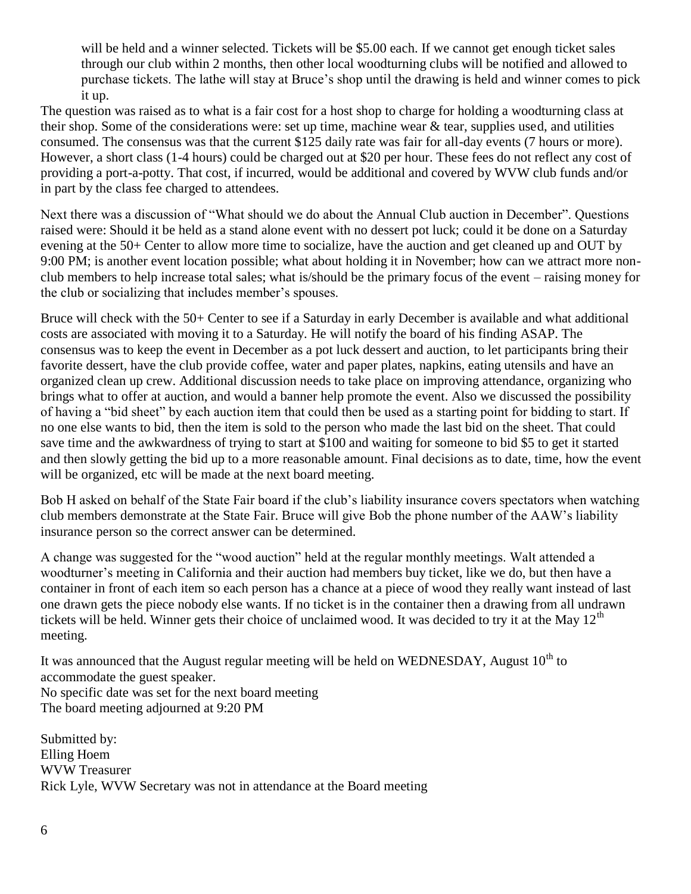will be held and a winner selected. Tickets will be $5.00 each. If we cannot get enough ticket sales through our club within 2 months, then other local woodturning clubs will be notified and allowed to purchase tickets. The lathe will stay at Bruce's shop until the drawing is held and winner comes to pick it up.

The question was raised as to what is a fair cost for a host shop to charge for holding a woodturning class at their shop. Some of the considerations were: set up time, machine wear & tear, supplies used, and utilities consumed. The consensus was that the current $125 daily rate was fair for all-day events (7 hours or more). However, a short class (1-4 hours) could be charged out at $20 per hour. These fees do not reflect any cost of providing a port-a-potty. That cost, if incurred, would be additional and covered by WVW club funds and/or in part by the class fee charged to attendees.

Next there was a discussion of "What should we do about the Annual Club auction in December". Questions raised were: Should it be held as a stand alone event with no dessert pot luck; could it be done on a Saturday evening at the 50+ Center to allow more time to socialize, have the auction and get cleaned up and OUT by 9:00 PM; is another event location possible; what about holding it in November; how can we attract more non-club members to help increase total sales; what is/should be the primary focus of the event – raising money for the club or socializing that includes member's spouses.

Bruce will check with the 50+ Center to see if a Saturday in early December is available and what additional costs are associated with moving it to a Saturday. He will notify the board of his finding ASAP. The consensus was to keep the event in December as a pot luck dessert and auction, to let participants bring their favorite dessert, have the club provide coffee, water and paper plates, napkins, eating utensils and have an organized clean up crew. Additional discussion needs to take place on improving attendance, organizing who brings what to offer at auction, and would a banner help promote the event. Also we discussed the possibility of having a "bid sheet" by each auction item that could then be used as a starting point for bidding to start. If no one else wants to bid, then the item is sold to the person who made the last bid on the sheet. That could save time and the awkwardness of trying to start at $100 and waiting for someone to bid $5 to get it started and then slowly getting the bid up to a more reasonable amount. Final decisions as to date, time, how the event will be organized, etc will be made at the next board meeting.

Bob H asked on behalf of the State Fair board if the club's liability insurance covers spectators when watching club members demonstrate at the State Fair. Bruce will give Bob the phone number of the AAW's liability insurance person so the correct answer can be determined.

A change was suggested for the "wood auction" held at the regular monthly meetings. Walt attended a woodturner's meeting in California and their auction had members buy ticket, like we do, but then have a container in front of each item so each person has a chance at a piece of wood they really want instead of last one drawn gets the piece nobody else wants. If no ticket is in the container then a drawing from all undrawn tickets will be held. Winner gets their choice of unclaimed wood. It was decided to try it at the May 12th meeting.

It was announced that the August regular meeting will be held on WEDNESDAY, August 10th to accommodate the guest speaker.
No specific date was set for the next board meeting
The board meeting adjourned at 9:20 PM

Submitted by:
Elling Hoem
WVW Treasurer
Rick Lyle, WVW Secretary was not in attendance at the Board meeting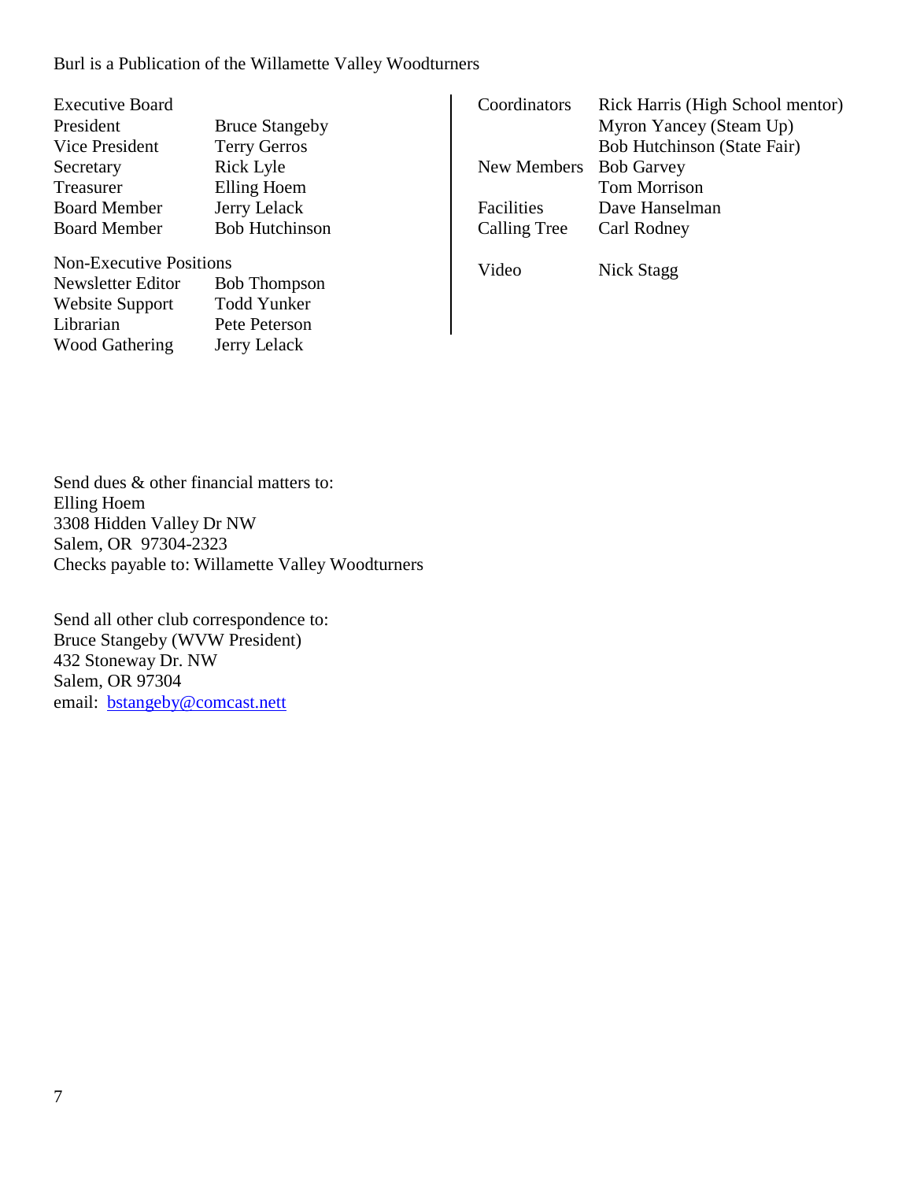Burl is a Publication of the Willamette Valley Woodturners

| | |
|---|---|
| **Executive Board** | |
| President | Bruce Stangeby |
| Vice President | Terry Gerros |
| Secretary | Rick Lyle |
| Treasurer | Elling Hoem |
| Board Member | Jerry Lelack |
| Board Member | Bob Hutchinson |
| **Non-Executive Positions** | |
| Newsletter Editor | Bob Thompson |
| Website Support | Todd Yunker |
| Librarian | Pete Peterson |
| Wood Gathering | Jerry Lelack |

| | |
|---|---|
| Coordinators | Rick Harris (High School mentor) |
| | Myron Yancey (Steam Up) |
| | Bob Hutchinson (State Fair) |
| New Members | Bob Garvey |
| | Tom Morrison |
| Facilities | Dave Hanselman |
| Calling Tree | Carl Rodney |
| Video | Nick Stagg |

Send dues & other financial matters to:
Elling Hoem
3308 Hidden Valley Dr NW
Salem, OR 97304-2323
Checks payable to: Willamette Valley Woodturners

Send all other club correspondence to:
Bruce Stangeby (WVW President)
432 Stoneway Dr. NW
Salem, OR 97304
email: bstangeby@comcast.nett